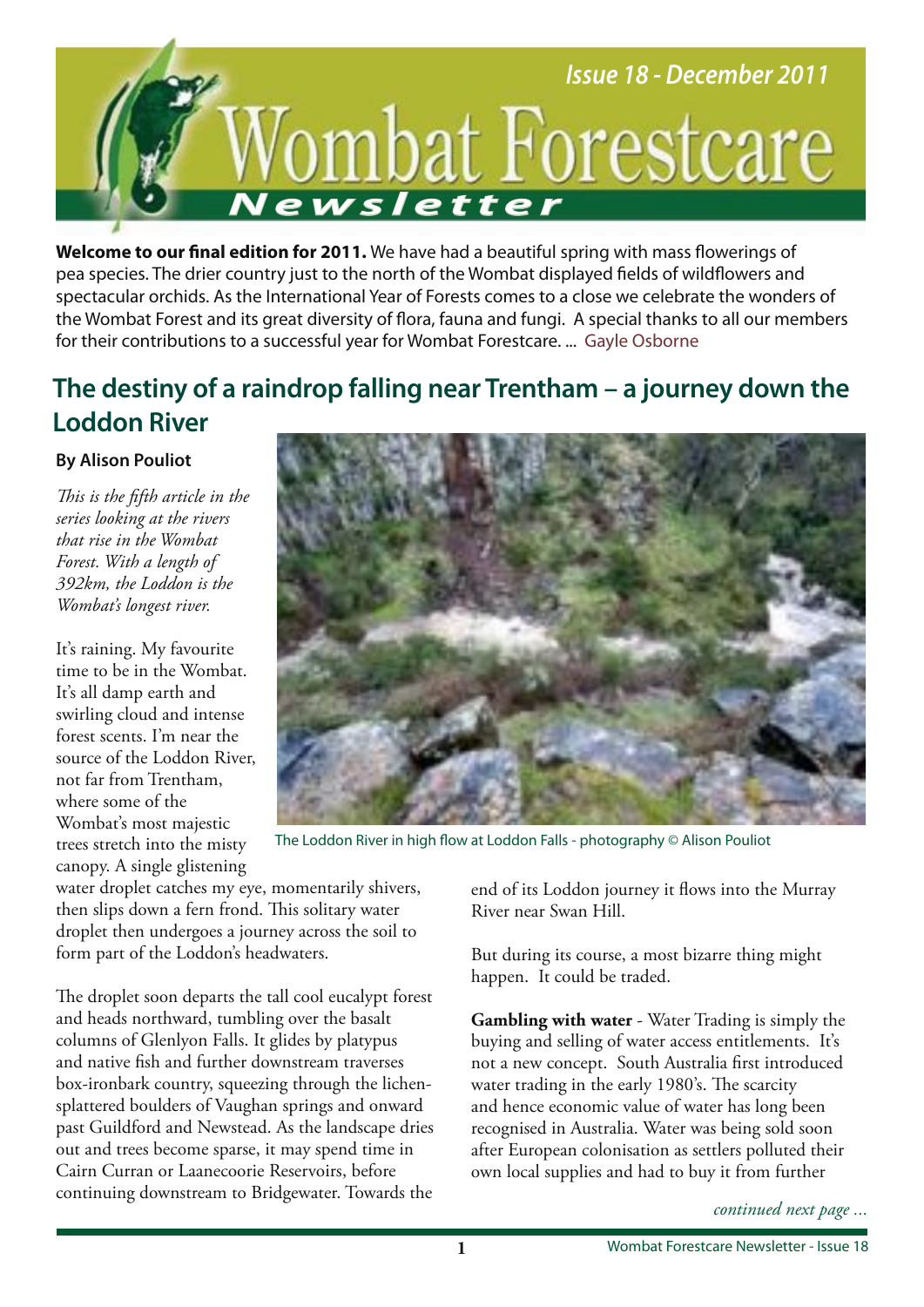# Wombat Forestcare Newsletter

*Issue 18 - December 2011*

**Welcome to our final edition for 2011.** We have had a beautiful spring with mass flowerings of pea species. The drier country just to the north of the Wombat displayed fields of wildflowers and spectacular orchids. As the International Year of Forests comes to a close we celebrate the wonders of the Wombat Forest and its great diversity of flora, fauna and fungi. A special thanks to all our members for their contributions to a successful year for Wombat Forestcare. ... Gayle Osborne

## The destiny of a raindrop falling near Trentham – a journey down the Loddon River

**By Alison Pouliot**

*This is the fifth article in the series looking at the rivers that rise in the Wombat Forest. With a length of 392km, the Loddon is the Wombat's longest river.*

It's raining. My favourite time to be in the Wombat. It's all damp earth and swirling cloud and intense forest scents. I'm near the source of the Loddon River, not far from Trentham, where some of the Wombat's most majestic trees stretch into the misty canopy. A single glistening water droplet catches my eye, momentarily shivers, then slips down a fern frond. This solitary water droplet then undergoes a journey across the soil to form part of the Loddon's headwaters.

The Loddon River in high flow at Loddon Falls - photography © Alison Pouliot

The droplet soon departs the tall cool eucalypt forest and heads northward, tumbling over the basalt columns of Glenlyon Falls. It glides by platypus and native fish and further downstream traverses box-ironbark country, squeezing through the lichen-splattered boulders of Vaughan springs and onward past Guildford and Newstead. As the landscape dries out and trees become sparse, it may spend time in Cairn Curran or Laanecoorie Reservoirs, before continuing downstream to Bridgewater. Towards the end of its Loddon journey it flows into the Murray River near Swan Hill.

But during its course, a most bizarre thing might happen. It could be traded.

**Gambling with water** - Water Trading is simply the buying and selling of water access entitlements. It's not a new concept. South Australia first introduced water trading in the early 1980's. The scarcity and hence economic value of water has long been recognised in Australia. Water was being sold soon after European colonisation as settlers polluted their own local supplies and had to buy it from further

*continued next page ...*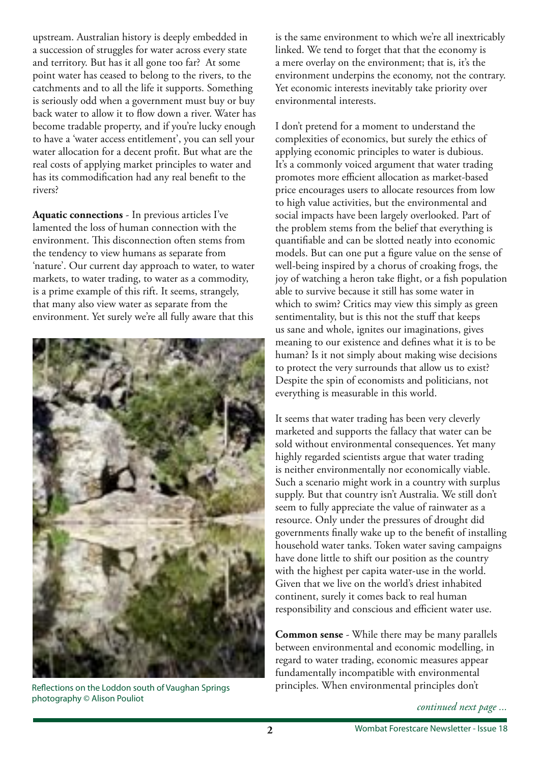upstream. Australian history is deeply embedded in a succession of struggles for water across every state and territory. But has it all gone too far? At some point water has ceased to belong to the rivers, to the catchments and to all the life it supports. Something is seriously odd when a government must buy or buy back water to allow it to flow down a river. Water has become tradable property, and if you're lucky enough to have a 'water access entitlement', you can sell your water allocation for a decent profit. But what are the real costs of applying market principles to water and has its commodification had any real benefit to the rivers?

**Aquatic connections** - In previous articles I've lamented the loss of human connection with the environment. This disconnection often stems from the tendency to view humans as separate from 'nature'. Our current day approach to water, to water markets, to water trading, to water as a commodity, is a prime example of this rift. It seems, strangely, that many also view water as separate from the environment. Yet surely we're all fully aware that this is the same environment to which we're all inextricably linked. We tend to forget that that the economy is a mere overlay on the environment; that is, it's the environment underpins the economy, not the contrary. Yet economic interests inevitably take priority over environmental interests.

Reflections on the Loddon south of Vaughan Springs
photography © Alison Pouliot

I don't pretend for a moment to understand the complexities of economics, but surely the ethics of applying economic principles to water is dubious. It's a commonly voiced argument that water trading promotes more efficient allocation as market-based price encourages users to allocate resources from low to high value activities, but the environmental and social impacts have been largely overlooked. Part of the problem stems from the belief that everything is quantifiable and can be slotted neatly into economic models. But can one put a figure value on the sense of well-being inspired by a chorus of croaking frogs, the joy of watching a heron take flight, or a fish population able to survive because it still has some water in which to swim? Critics may view this simply as green sentimentality, but is this not the stuff that keeps us sane and whole, ignites our imaginations, gives meaning to our existence and defines what it is to be human? Is it not simply about making wise decisions to protect the very surrounds that allow us to exist? Despite the spin of economists and politicians, not everything is measurable in this world.

It seems that water trading has been very cleverly marketed and supports the fallacy that water can be sold without environmental consequences. Yet many highly regarded scientists argue that water trading is neither environmentally nor economically viable. Such a scenario might work in a country with surplus supply. But that country isn't Australia. We still don't seem to fully appreciate the value of rainwater as a resource. Only under the pressures of drought did governments finally wake up to the benefit of installing household water tanks. Token water saving campaigns have done little to shift our position as the country with the highest per capita water-use in the world. Given that we live on the world's driest inhabited continent, surely it comes back to real human responsibility and conscious and efficient water use.

**Common sense** - While there may be many parallels between environmental and economic modelling, in regard to water trading, economic measures appear fundamentally incompatible with environmental principles. When environmental principles don't

*continued next page ...*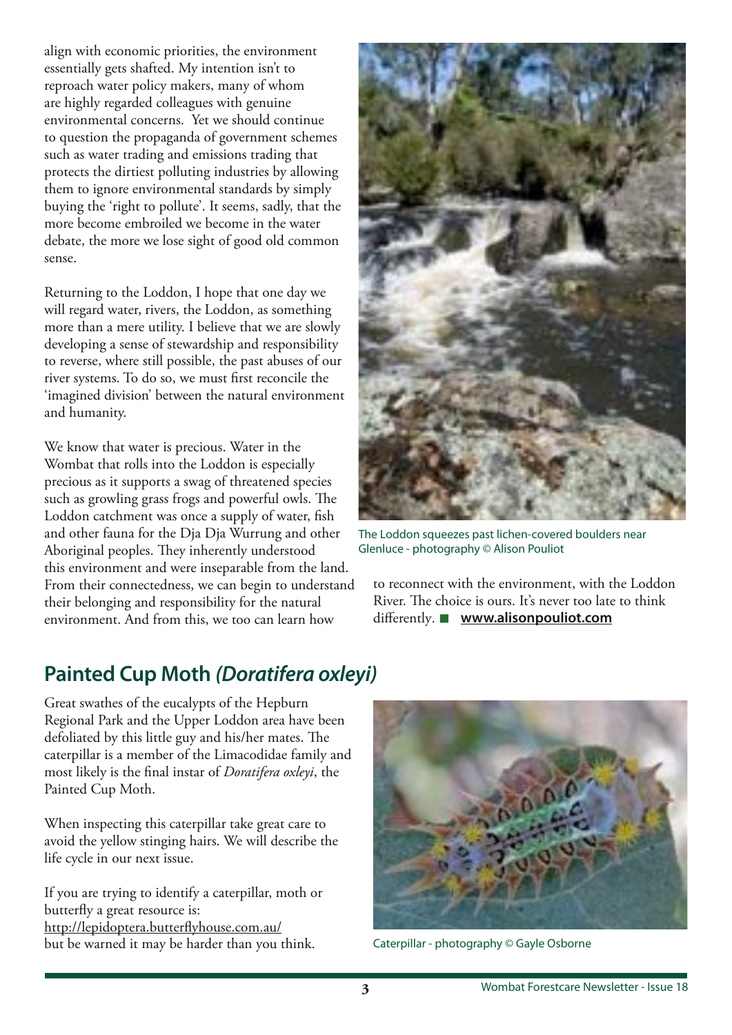align with economic priorities, the environment essentially gets shafted. My intention isn't to reproach water policy makers, many of whom are highly regarded colleagues with genuine environmental concerns. Yet we should continue to question the propaganda of government schemes such as water trading and emissions trading that protects the dirtiest polluting industries by allowing them to ignore environmental standards by simply buying the 'right to pollute'. It seems, sadly, that the more become embroiled we become in the water debate, the more we lose sight of good old common sense.

Returning to the Loddon, I hope that one day we will regard water, rivers, the Loddon, as something more than a mere utility. I believe that we are slowly developing a sense of stewardship and responsibility to reverse, where still possible, the past abuses of our river systems. To do so, we must first reconcile the 'imagined division' between the natural environment and humanity.

We know that water is precious. Water in the Wombat that rolls into the Loddon is especially precious as it supports a swag of threatened species such as growling grass frogs and powerful owls. The Loddon catchment was once a supply of water, fish and other fauna for the Dja Dja Wurrung and other Aboriginal peoples. They inherently understood this environment and were inseparable from the land. From their connectedness, we can begin to understand their belonging and responsibility for the natural environment. And from this, we too can learn how to reconnect with the environment, with the Loddon River. The choice is ours. It's never too late to think differently. ■ **www.alisonpouliot.com**

The Loddon squeezes past lichen-covered boulders near Glenluce - photography © Alison Pouliot

## Painted Cup Moth *(Doratifera oxleyi)*

Great swathes of the eucalypts of the Hepburn Regional Park and the Upper Loddon area have been defoliated by this little guy and his/her mates. The caterpillar is a member of the Limacodidae family and most likely is the final instar of *Doratifera oxleyi*, the Painted Cup Moth.

When inspecting this caterpillar take great care to avoid the yellow stinging hairs. We will describe the life cycle in our next issue.

If you are trying to identify a caterpillar, moth or butterfly a great resource is:
http://lepidoptera.butterflyhouse.com.au/
but be warned it may be harder than you think.

Caterpillar - photography © Gayle Osborne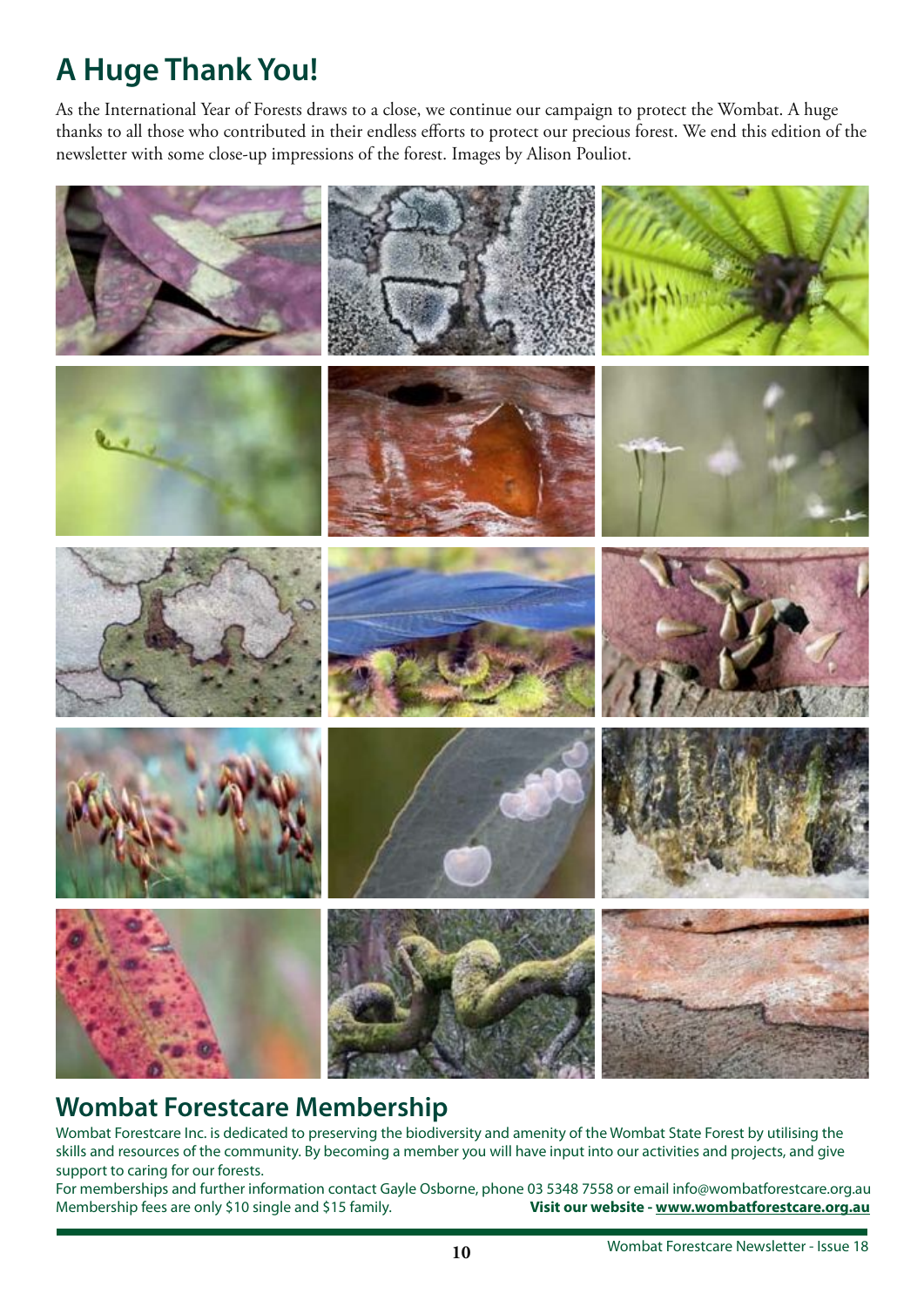# A Huge Thank You!

As the International Year of Forests draws to a close, we continue our campaign to protect the Wombat. A huge thanks to all those who contributed in their endless efforts to protect our precious forest. We end this edition of the newsletter with some close-up impressions of the forest. Images by Alison Pouliot.

## Wombat Forestcare Membership

Wombat Forestcare Inc. is dedicated to preserving the biodiversity and amenity of the Wombat State Forest by utilising the skills and resources of the community. By becoming a member you will have input into our activities and projects, and give support to caring for our forests.

For memberships and further information contact Gayle Osborne, phone 03 5348 7558 or email info@wombatforestcare.org.au
Membership fees are only $10 single and $15 family. **Visit our website - www.wombatforestcare.org.au**